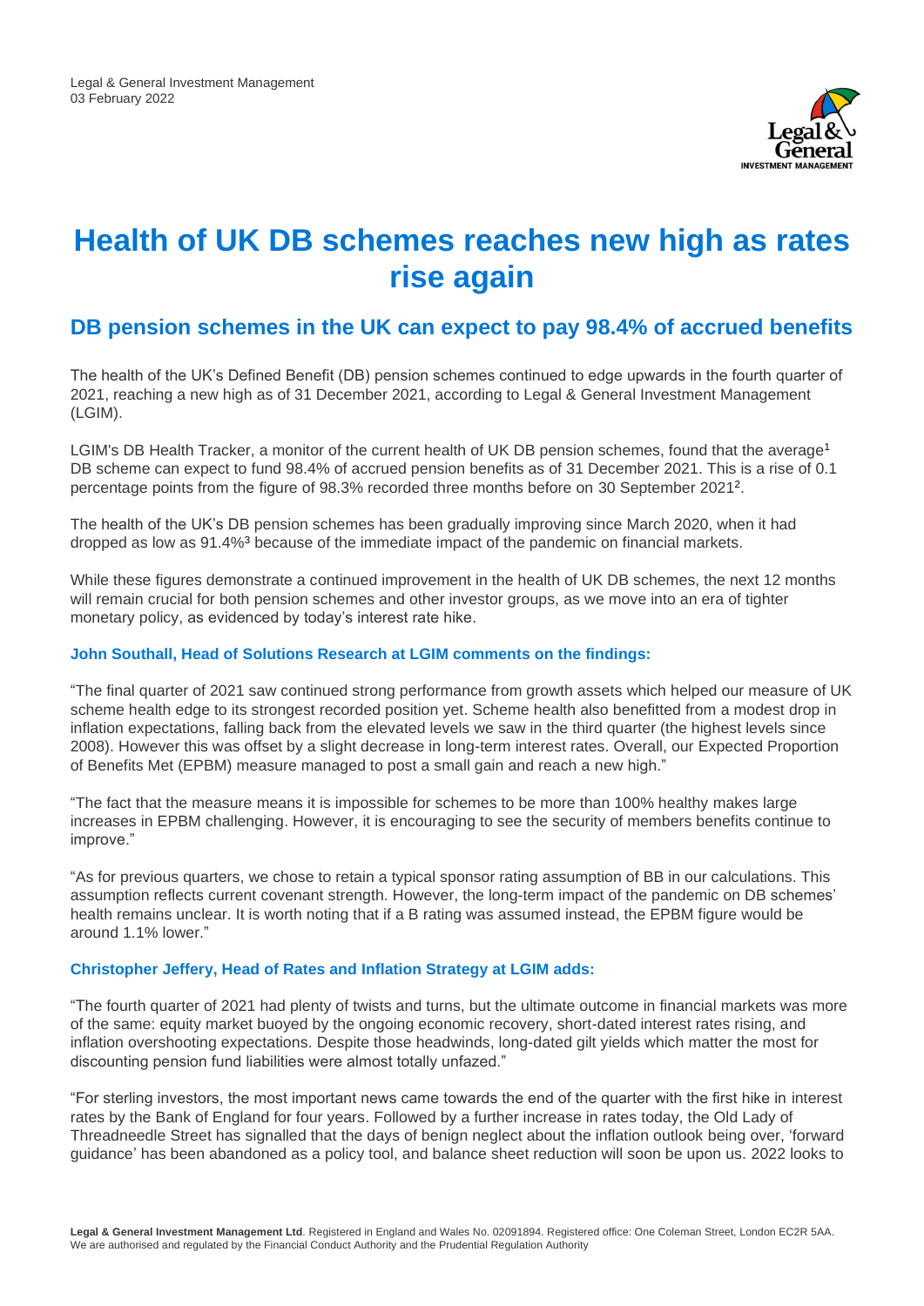Legal & General Investment Management
03 February 2022

# Health of UK DB schemes reaches new high as rates rise again

## DB pension schemes in the UK can expect to pay 98.4% of accrued benefits

The health of the UK's Defined Benefit (DB) pension schemes continued to edge upwards in the fourth quarter of 2021, reaching a new high as of 31 December 2021, according to Legal & General Investment Management (LGIM).

LGIM's DB Health Tracker, a monitor of the current health of UK DB pension schemes, found that the average[1] DB scheme can expect to fund 98.4% of accrued pension benefits as of 31 December 2021. This is a rise of 0.1 percentage points from the figure of 98.3% recorded three months before on 30 September 2021[2].

The health of the UK's DB pension schemes has been gradually improving since March 2020, when it had dropped as low as 91.4%[3] because of the immediate impact of the pandemic on financial markets.

While these figures demonstrate a continued improvement in the health of UK DB schemes, the next 12 months will remain crucial for both pension schemes and other investor groups, as we move into an era of tighter monetary policy, as evidenced by today's interest rate hike.

### John Southall, Head of Solutions Research at LGIM comments on the findings:

"The final quarter of 2021 saw continued strong performance from growth assets which helped our measure of UK scheme health edge to its strongest recorded position yet. Scheme health also benefitted from a modest drop in inflation expectations, falling back from the elevated levels we saw in the third quarter (the highest levels since 2008). However this was offset by a slight decrease in long-term interest rates. Overall, our Expected Proportion of Benefits Met (EPBM) measure managed to post a small gain and reach a new high."

"The fact that the measure means it is impossible for schemes to be more than 100% healthy makes large increases in EPBM challenging. However, it is encouraging to see the security of members benefits continue to improve."

"As for previous quarters, we chose to retain a typical sponsor rating assumption of BB in our calculations. This assumption reflects current covenant strength. However, the long-term impact of the pandemic on DB schemes' health remains unclear. It is worth noting that if a B rating was assumed instead, the EPBM figure would be around 1.1% lower."

### Christopher Jeffery, Head of Rates and Inflation Strategy at LGIM adds:

"The fourth quarter of 2021 had plenty of twists and turns, but the ultimate outcome in financial markets was more of the same: equity market buoyed by the ongoing economic recovery, short-dated interest rates rising, and inflation overshooting expectations. Despite those headwinds, long-dated gilt yields which matter the most for discounting pension fund liabilities were almost totally unfazed."

"For sterling investors, the most important news came towards the end of the quarter with the first hike in interest rates by the Bank of England for four years. Followed by a further increase in rates today, the Old Lady of Threadneedle Street has signalled that the days of benign neglect about the inflation outlook being over, 'forward guidance' has been abandoned as a policy tool, and balance sheet reduction will soon be upon us. 2022 looks to

**Legal & General Investment Management Ltd**. Registered in England and Wales No. 02091894. Registered office: One Coleman Street, London EC2R 5AA. We are authorised and regulated by the Financial Conduct Authority and the Prudential Regulation Authority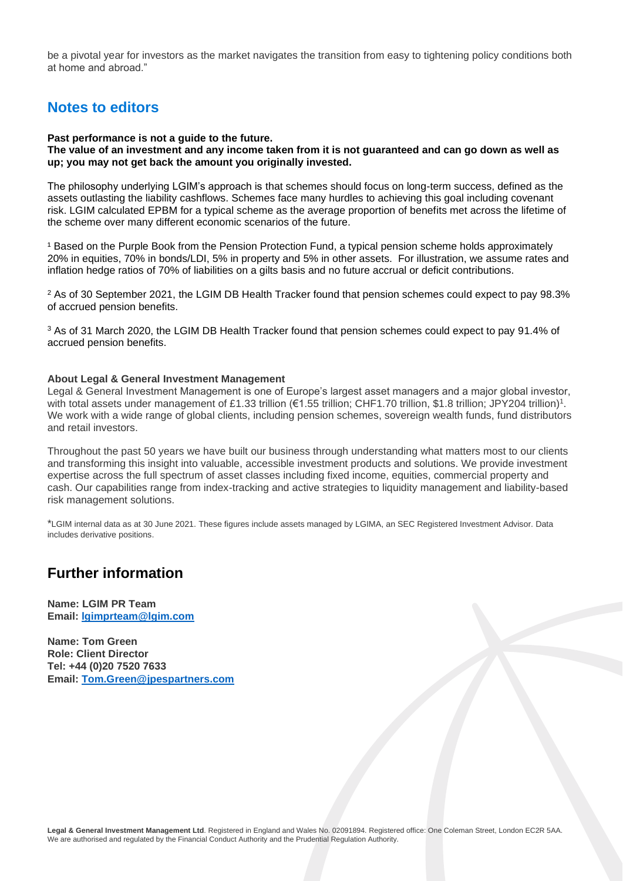be a pivotal year for investors as the market navigates the transition from easy to tightening policy conditions both at home and abroad."

## Notes to editors

**Past performance is not a guide to the future.**
**The value of an investment and any income taken from it is not guaranteed and can go down as well as up; you may not get back the amount you originally invested.**

The philosophy underlying LGIM's approach is that schemes should focus on long-term success, defined as the assets outlasting the liability cashflows. Schemes face many hurdles to achieving this goal including covenant risk. LGIM calculated EPBM for a typical scheme as the average proportion of benefits met across the lifetime of the scheme over many different economic scenarios of the future.

[1] Based on the Purple Book from the Pension Protection Fund, a typical pension scheme holds approximately 20% in equities, 70% in bonds/LDI, 5% in property and 5% in other assets. For illustration, we assume rates and inflation hedge ratios of 70% of liabilities on a gilts basis and no future accrual or deficit contributions.

[2] As of 30 September 2021, the LGIM DB Health Tracker found that pension schemes could expect to pay 98.3% of accrued pension benefits.

[3] As of 31 March 2020, the LGIM DB Health Tracker found that pension schemes could expect to pay 91.4% of accrued pension benefits.

**About Legal & General Investment Management**
Legal & General Investment Management is one of Europe's largest asset managers and a major global investor, with total assets under management of £1.33 trillion (€1.55 trillion; CHF1.70 trillion, $1.8 trillion; JPY204 trillion)[1]. We work with a wide range of global clients, including pension schemes, sovereign wealth funds, fund distributors and retail investors.

Throughout the past 50 years we have built our business through understanding what matters most to our clients and transforming this insight into valuable, accessible investment products and solutions. We provide investment expertise across the full spectrum of asset classes including fixed income, equities, commercial property and cash. Our capabilities range from index-tracking and active strategies to liquidity management and liability-based risk management solutions.

*LGIM internal data as at 30 June 2021. These figures include assets managed by LGIMA, an SEC Registered Investment Advisor. Data includes derivative positions.

## Further information

**Name: LGIM PR Team**
**Email: lgimprteam@lgim.com**

**Name: Tom Green**
**Role: Client Director**
**Tel: +44 (0)20 7520 7633**
**Email: Tom.Green@jpespartners.com**

**Legal & General Investment Management Ltd**. Registered in England and Wales No. 02091894. Registered office: One Coleman Street, London EC2R 5AA. We are authorised and regulated by the Financial Conduct Authority and the Prudential Regulation Authority.